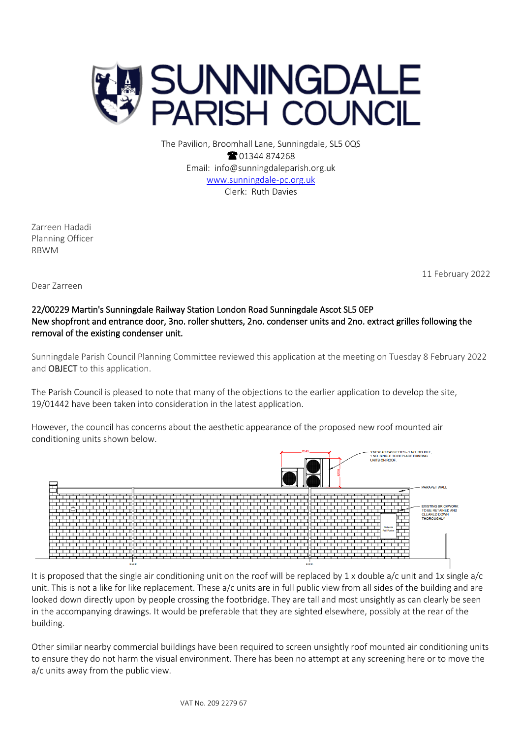# SUNNINGDALE PARISH COUNCIL

The Pavilion, Broomhall Lane, Sunningdale, SL5 0QS
☎ 01344 874268
Email: info@sunningdaleparish.org.uk
www.sunningdale-pc.org.uk
Clerk: Ruth Davies

Zarreen Hadadi
Planning Officer
RBWM

11 February 2022

Dear Zarreen

**22/00229 Martin's Sunningdale Railway Station London Road Sunningdale Ascot SL5 0EP**
**New shopfront and entrance door, 3no. roller shutters, 2no. condenser units and 2no. extract grilles following the removal of the existing condenser unit.**

Sunningdale Parish Council Planning Committee reviewed this application at the meeting on Tuesday 8 February 2022 and **OBJECT** to this application.

The Parish Council is pleased to note that many of the objections to the earlier application to develop the site, 19/01442 have been taken into consideration in the latest application.

However, the council has concerns about the aesthetic appearance of the proposed new roof mounted air conditioning units shown below.

2 NEW AC CASSETTES - 1 NO. DOUBLE, 1 NO. SINGLE TO REPLACE EXISTING UNITS ON ROOF.

PARAPET WALL

EXISTING BRICKWORK TO BE RETAINED AND CLEANED DOWN THOROUGHLY

It is proposed that the single air conditioning unit on the roof will be replaced by 1 x double a/c unit and 1x single a/c unit. This is not a like for like replacement. These a/c units are in full public view from all sides of the building and are looked down directly upon by people crossing the footbridge. They are tall and most unsightly as can clearly be seen in the accompanying drawings. It would be preferable that they are sighted elsewhere, possibly at the rear of the building.

Other similar nearby commercial buildings have been required to screen unsightly roof mounted air conditioning units to ensure they do not harm the visual environment. There has been no attempt at any screening here or to move the a/c units away from the public view.

VAT No. 209 2279 67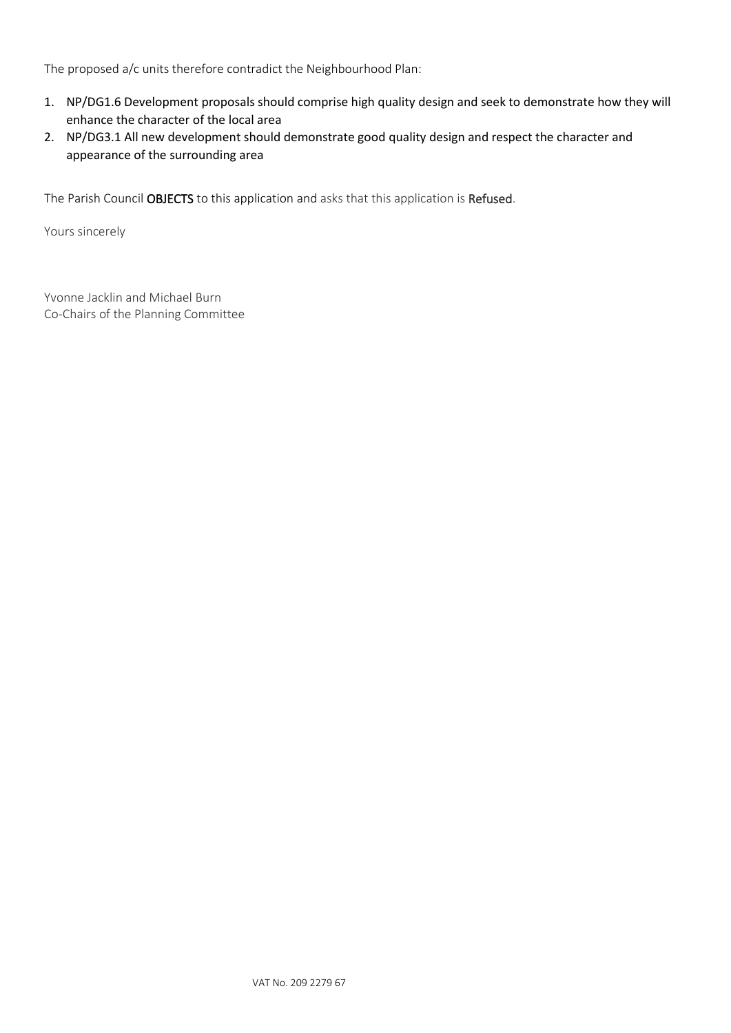The proposed a/c units therefore contradict the Neighbourhood Plan:

1. NP/DG1.6 Development proposals should comprise high quality design and seek to demonstrate how they will enhance the character of the local area
2. NP/DG3.1 All new development should demonstrate good quality design and respect the character and appearance of the surrounding area

The Parish Council **OBJECTS** to this application and asks that this application is **Refused**.

Yours sincerely

Yvonne Jacklin and Michael Burn
Co-Chairs of the Planning Committee

VAT No. 209 2279 67